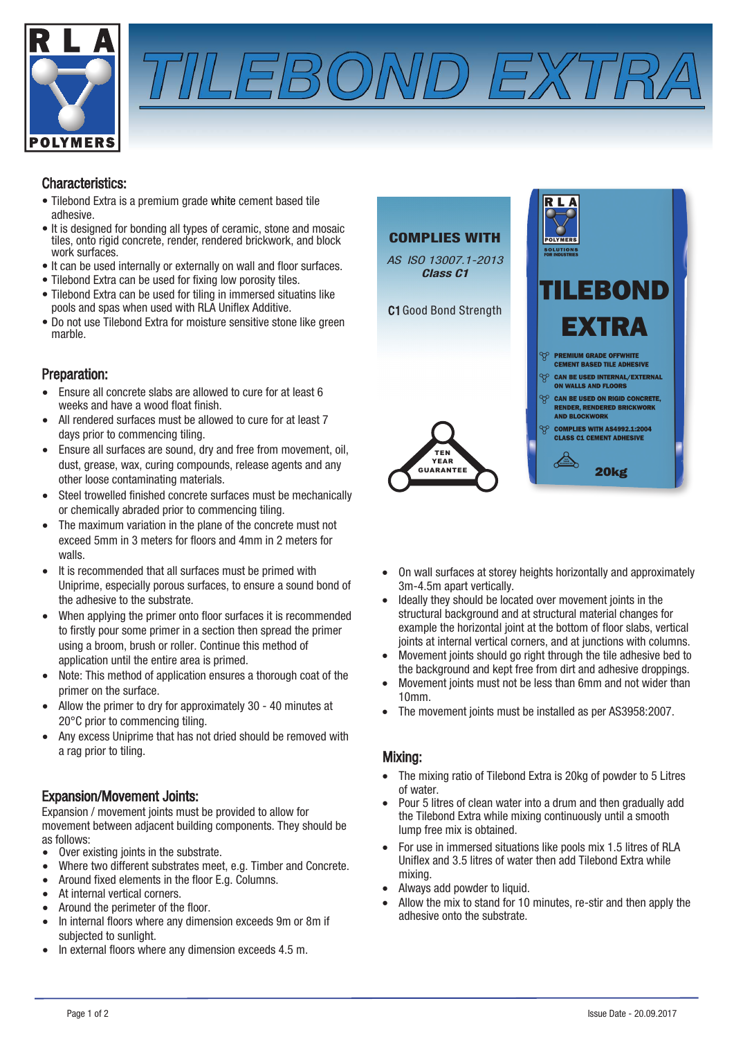# TILEBOND EXTRA

## Characteristics:

- Tilebond Extra is a premium grade white cement based tile adhesive.
- It is designed for bonding all types of ceramic, stone and mosaic tiles, onto rigid concrete, render, rendered brickwork, and block work surfaces.
- It can be used internally or externally on wall and floor surfaces.
- Tilebond Extra can be used for fixing low porosity tiles.
- Tilebond Extra can be used for tiling in immersed situatins like pools and spas when used with RLA Uniflex Additive.
- Do not use Tilebond Extra for moisture sensitive stone like green marble.

**COMPLIES WITH**

*AS ISO 13007.1-2013*
***Class C1***

**C1** Good Bond Strength

TEN YEAR GUARANTEE

TILEBOND EXTRA

- PREMIUM GRADE OFFWHITE CEMENT BASED TILE ADHESIVE
- CAN BE USED INTERNAL/EXTERNAL ON WALLS AND FLOORS
- CAN BE USED ON RIGID CONCRETE, RENDER, RENDERED BRICKWORK AND BLOCKWORK
- COMPLIES WITH AS4992.1:2004 CLASS C1 CEMENT ADHESIVE

20kg

## Preparation:

- Ensure all concrete slabs are allowed to cure for at least 6 weeks and have a wood float finish.
- All rendered surfaces must be allowed to cure for at least 7 days prior to commencing tiling.
- Ensure all surfaces are sound, dry and free from movement, oil, dust, grease, wax, curing compounds, release agents and any other loose contaminating materials.
- Steel trowelled finished concrete surfaces must be mechanically or chemically abraded prior to commencing tiling.
- The maximum variation in the plane of the concrete must not exceed 5mm in 3 meters for floors and 4mm in 2 meters for walls.
- It is recommended that all surfaces must be primed with Uniprime, especially porous surfaces, to ensure a sound bond of the adhesive to the substrate.
- When applying the primer onto floor surfaces it is recommended to firstly pour some primer in a section then spread the primer using a broom, brush or roller. Continue this method of application until the entire area is primed.
- Note: This method of application ensures a thorough coat of the primer on the surface.
- Allow the primer to dry for approximately 30 - 40 minutes at 20°C prior to commencing tiling.
- Any excess Uniprime that has not dried should be removed with a rag prior to tiling.

## Expansion/Movement Joints:

Expansion / movement joints must be provided to allow for movement between adjacent building components. They should be as follows:

- Over existing joints in the substrate.
- Where two different substrates meet, e.g. Timber and Concrete.
- Around fixed elements in the floor E.g. Columns.
- At internal vertical corners.
- Around the perimeter of the floor.
- In internal floors where any dimension exceeds 9m or 8m if subjected to sunlight.
- In external floors where any dimension exceeds 4.5 m.
- On wall surfaces at storey heights horizontally and approximately 3m-4.5m apart vertically.
- Ideally they should be located over movement joints in the structural background and at structural material changes for example the horizontal joint at the bottom of floor slabs, vertical joints at internal vertical corners, and at junctions with columns.
- Movement joints should go right through the tile adhesive bed to the background and kept free from dirt and adhesive droppings.
- Movement joints must not be less than 6mm and not wider than 10mm.
- The movement joints must be installed as per AS3958:2007.

## Mixing:

- The mixing ratio of Tilebond Extra is 20kg of powder to 5 Litres of water.
- Pour 5 litres of clean water into a drum and then gradually add the Tilebond Extra while mixing continuously until a smooth lump free mix is obtained.
- For use in immersed situations like pools mix 1.5 litres of RLA Uniflex and 3.5 litres of water then add Tilebond Extra while mixing.
- Always add powder to liquid.
- Allow the mix to stand for 10 minutes, re-stir and then apply the adhesive onto the substrate.

Issue Date - 20.09.2017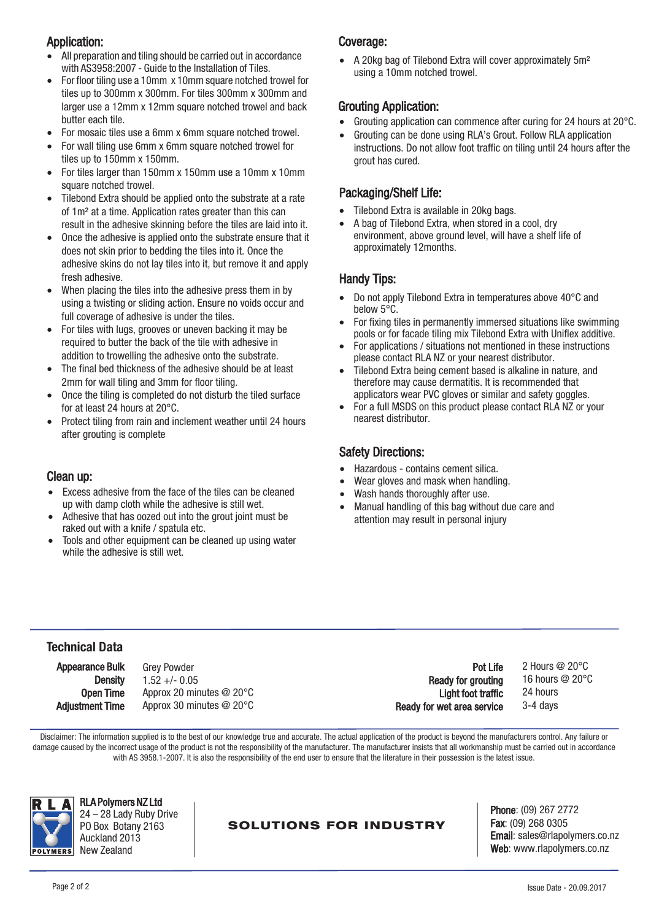## Application:

- All preparation and tiling should be carried out in accordance with AS3958:2007 - Guide to the Installation of Tiles.
- For floor tiling use a 10mm x 10mm square notched trowel for tiles up to 300mm x 300mm. For tiles 300mm x 300mm and larger use a 12mm x 12mm square notched trowel and back butter each tile.
- For mosaic tiles use a 6mm x 6mm square notched trowel.
- For wall tiling use 6mm x 6mm square notched trowel for tiles up to 150mm x 150mm.
- For tiles larger than 150mm x 150mm use a 10mm x 10mm square notched trowel.
- Tilebond Extra should be applied onto the substrate at a rate of 1m² at a time. Application rates greater than this can result in the adhesive skinning before the tiles are laid into it.
- Once the adhesive is applied onto the substrate ensure that it does not skin prior to bedding the tiles into it. Once the adhesive skins do not lay tiles into it, but remove it and apply fresh adhesive.
- When placing the tiles into the adhesive press them in by using a twisting or sliding action. Ensure no voids occur and full coverage of adhesive is under the tiles.
- For tiles with lugs, grooves or uneven backing it may be required to butter the back of the tile with adhesive in addition to trowelling the adhesive onto the substrate.
- The final bed thickness of the adhesive should be at least 2mm for wall tiling and 3mm for floor tiling.
- Once the tiling is completed do not disturb the tiled surface for at least 24 hours at 20°C.
- Protect tiling from rain and inclement weather until 24 hours after grouting is complete

## Clean up:

- Excess adhesive from the face of the tiles can be cleaned up with damp cloth while the adhesive is still wet.
- Adhesive that has oozed out into the grout joint must be raked out with a knife / spatula etc.
- Tools and other equipment can be cleaned up using water while the adhesive is still wet.

## Coverage:

- A 20kg bag of Tilebond Extra will cover approximately 5m² using a 10mm notched trowel.

## Grouting Application:

- Grouting application can commence after curing for 24 hours at 20°C.
- Grouting can be done using RLA's Grout. Follow RLA application instructions. Do not allow foot traffic on tiling until 24 hours after the grout has cured.

## Packaging/Shelf Life:

- Tilebond Extra is available in 20kg bags.
- A bag of Tilebond Extra, when stored in a cool, dry environment, above ground level, will have a shelf life of approximately 12months.

## Handy Tips:

- Do not apply Tilebond Extra in temperatures above 40°C and below 5°C.
- For fixing tiles in permanently immersed situations like swimming pools or for facade tiling mix Tilebond Extra with Uniflex additive.
- For applications / situations not mentioned in these instructions please contact RLA NZ or your nearest distributor.
- Tilebond Extra being cement based is alkaline in nature, and therefore may cause dermatitis. It is recommended that applicators wear PVC gloves or similar and safety goggles.
- For a full MSDS on this product please contact RLA NZ or your nearest distributor.

## Safety Directions:

- Hazardous - contains cement silica.
- Wear gloves and mask when handling.
- Wash hands thoroughly after use.
- Manual handling of this bag without due care and attention may result in personal injury

## Technical Data

| | | | |
|---|---|---|---|
| **Appearance Bulk** | Grey Powder | **Pot Life** | 2 Hours @ 20°C |
| **Density** | 1.52 +/- 0.05 | **Ready for grouting** | 16 hours @ 20°C |
| **Open Time** | Approx 20 minutes @ 20°C | **Light foot traffic** | 24 hours |
| **Adjustment Time** | Approx 30 minutes @ 20°C | **Ready for wet area service** | 3-4 days |

Disclaimer: The information supplied is to the best of our knowledge true and accurate. The actual application of the product is beyond the manufacturers control. Any failure or damage caused by the incorrect usage of the product is not the responsibility of the manufacturer. The manufacturer insists that all workmanship must be carried out in accordance with AS 3958.1-2007. It is also the responsibility of the end user to ensure that the literature in their possession is the latest issue.

**RLA Polymers NZ Ltd**
24 – 28 Lady Ruby Drive
PO Box Botany 2163
Auckland 2013
New Zealand

**SOLUTIONS FOR INDUSTRY**

**Phone**: (09) 267 2772
**Fax**: (09) 268 0305
**Email**: sales@rlapolymers.co.nz
**Web**: www.rlapolymers.co.nz

Issue Date - 20.09.2017